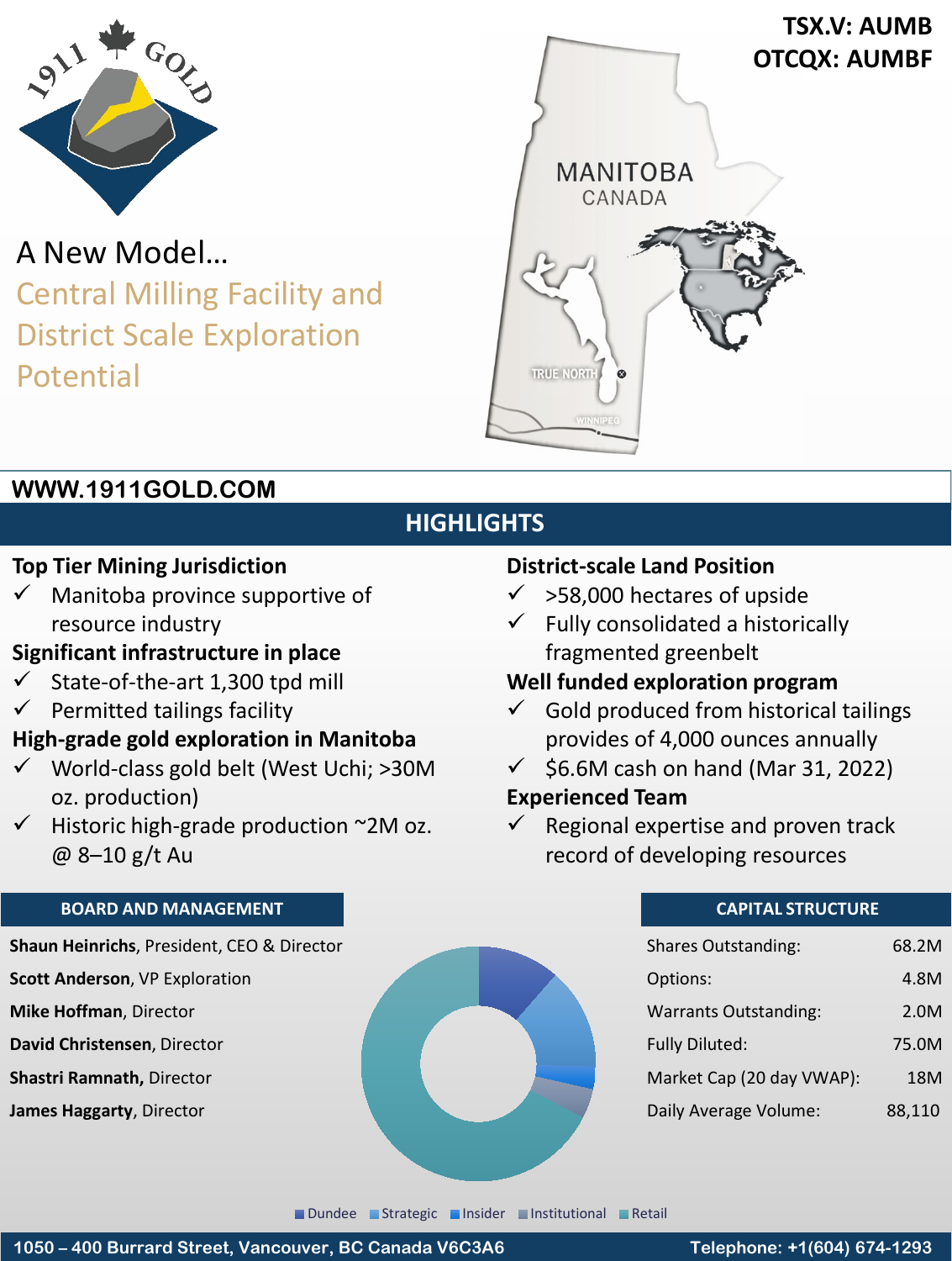1911 GOLD

**TSX.V: AUMB**
**OTCQX: AUMBF**

# A New Model…

## Central Milling Facility and District Scale Exploration Potential

MANITOBA
CANADA

TRUE NORTH
WINNIPEG

**WWW.1911GOLD.COM**

## HIGHLIGHTS

**Top Tier Mining Jurisdiction**

- ✓ Manitoba province supportive of resource industry

**Significant infrastructure in place**

- ✓ State-of-the-art 1,300 tpd mill
- ✓ Permitted tailings facility

**High-grade gold exploration in Manitoba**

- ✓ World-class gold belt (West Uchi; >30M oz. production)
- ✓ Historic high-grade production ~2M oz. @ 8–10 g/t Au

**District-scale Land Position**

- ✓ >58,000 hectares of upside
- ✓ Fully consolidated a historically fragmented greenbelt

**Well funded exploration program**

- ✓ Gold produced from historical tailings provides of 4,000 ounces annually
- ✓ $6.6M cash on hand (Mar 31, 2022)

**Experienced Team**

- ✓ Regional expertise and proven track record of developing resources

### BOARD AND MANAGEMENT

**Shaun Heinrichs**, President, CEO & Director
**Scott Anderson**, VP Exploration
**Mike Hoffman**, Director
**David Christensen**, Director
**Shastri Ramnath,** Director
**James Haggarty**, Director

Dundee, Strategic, Insider, Institutional, Retail

### CAPITAL STRUCTURE

| | |
|---|---|
| Shares Outstanding: | 68.2M |
| Options: | 4.8M |
| Warrants Outstanding: | 2.0M |
| Fully Diluted: | 75.0M |
| Market Cap (20 day VWAP): | 18M |
| Daily Average Volume: | 88,110 |

**1050 – 400 Burrard Street, Vancouver, BC Canada V6C3A6**

**Telephone: +1(604) 674-1293**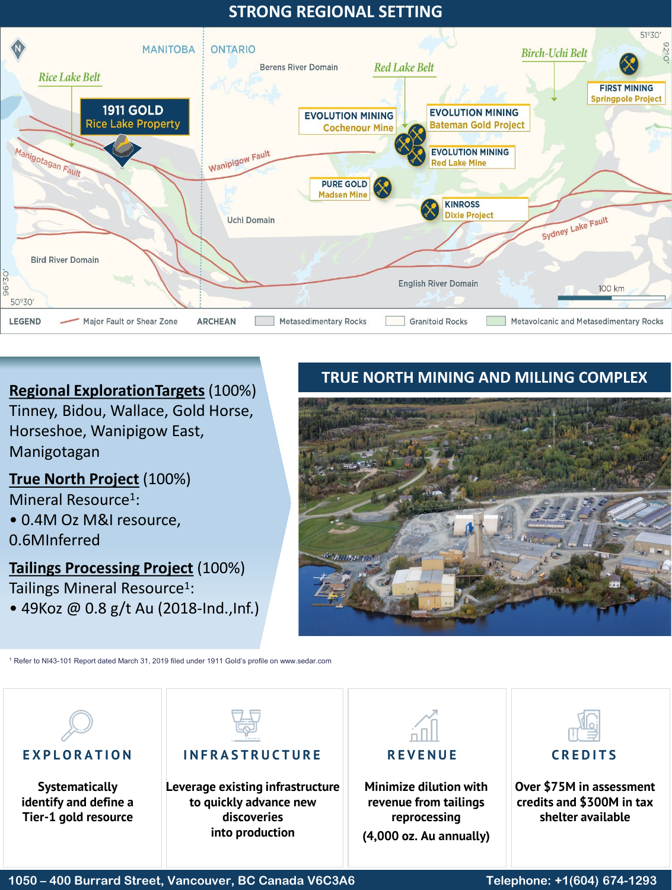## STRONG REGIONAL SETTING

MANITOBA
ONTARIO
Rice Lake Belt
1911 GOLD
Rice Lake Property
Manigotagan Fault
Berens River Domain
Red Lake Belt
Birch-Uchi Belt
FIRST MINING
Springpole Project
EVOLUTION MINING
Cochenour Mine
EVOLUTION MINING
Bateman Gold Project
EVOLUTION MINING
Red Lake Mine
Wanipigow Fault
PURE GOLD
Madsen Mine
KINROSS
Dixie Project
Uchi Domain
Sydney Lake Fault
Bird River Domain
English River Domain
100 km
51°30'
92°0'
96°30'
50°30'

LEGEND — Major Fault or Shear Zone — ARCHEAN — Metasedimentary Rocks — Granitoid Rocks — Metavolcanic and Metasedimentary Rocks

**Regional ExplorationTargets** (100%)
Tinney, Bidou, Wallace, Gold Horse, Horseshoe, Wanipigow East, Manigotagan

**True North Project** (100%)
Mineral Resource[1]:
- 0.4M Oz M&I resource, 0.6MInferred

**Tailings Processing Project** (100%)
Tailings Mineral Resource[1]:
- 49Koz @ 0.8 g/t Au (2018-Ind.,Inf.)

## TRUE NORTH MINING AND MILLING COMPLEX

[1] Refer to NI43-101 Report dated March 31, 2019 filed under 1911 Gold's profile on www.sedar.com

### EXPLORATION
Systematically identify and define a Tier-1 gold resource

### INFRASTRUCTURE
Leverage existing infrastructure to quickly advance new discoveries into production

### REVENUE
Minimize dilution with revenue from tailings reprocessing
(4,000 oz. Au annually)

### CREDITS
Over $75M in assessment credits and $300M in tax shelter available

1050 – 400 Burrard Street, Vancouver, BC Canada V6C3A6
Telephone: +1(604) 674-1293